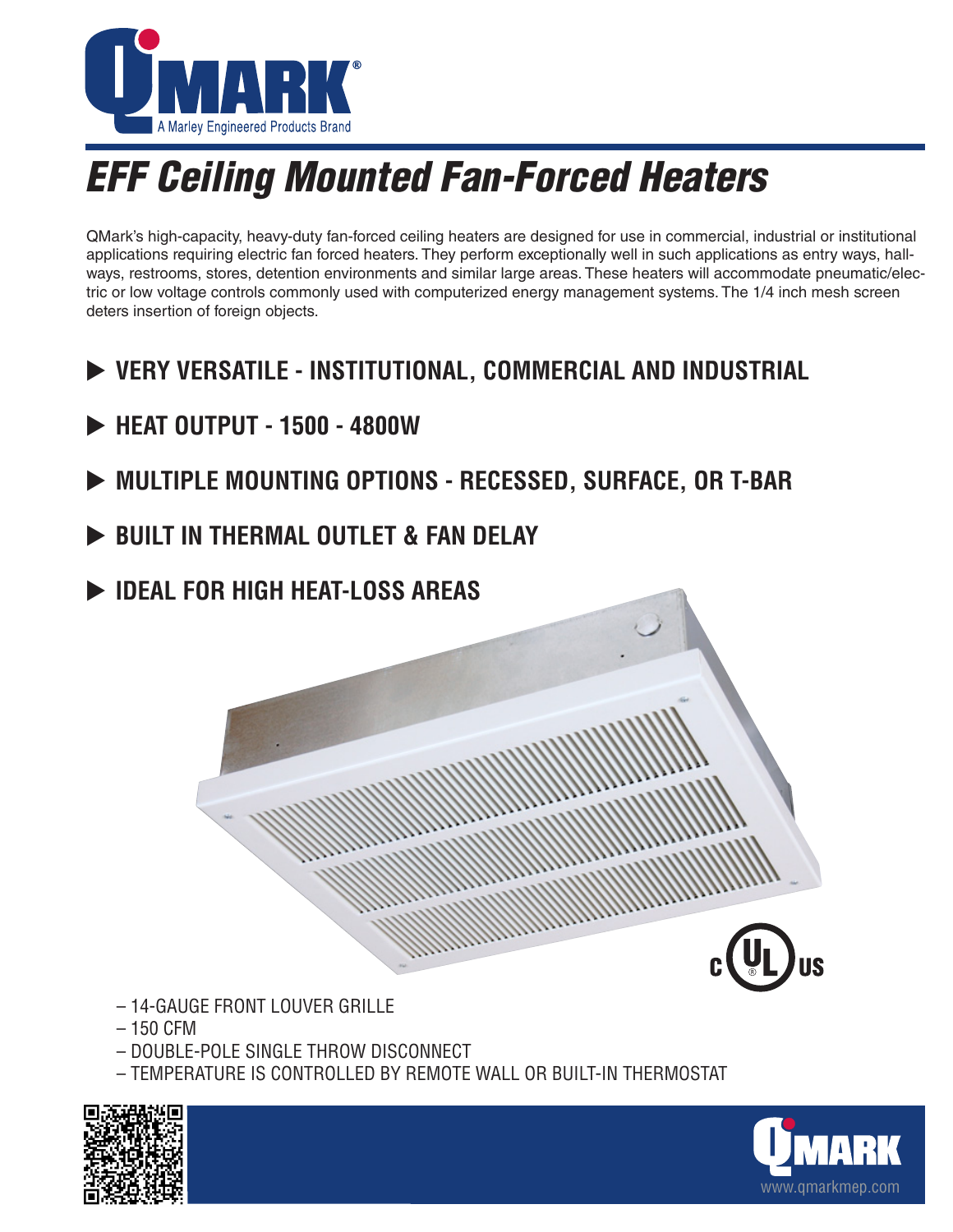# EFF Ceiling Mounted Fan-Forced Heaters

QMark's high-capacity, heavy-duty fan-forced ceiling heaters are designed for use in commercial, industrial or institutional applications requiring electric fan forced heaters. They perform exceptionally well in such applications as entry ways, hallways, restrooms, stores, detention environments and similar large areas. These heaters will accommodate pneumatic/electric or low voltage controls commonly used with computerized energy management systems. The 1/4 inch mesh screen deters insertion of foreign objects.

- **VERY VERSATILE - INSTITUTIONAL, COMMERCIAL AND INDUSTRIAL**
- **HEAT OUTPUT - 1500 - 4800W**
- **MULTIPLE MOUNTING OPTIONS - RECESSED, SURFACE, OR T-BAR**
- **BUILT IN THERMAL OUTLET & FAN DELAY**
- **IDEAL FOR HIGH HEAT-LOSS AREAS**

– 14-GAUGE FRONT LOUVER GRILLE
– 150 CFM
– DOUBLE-POLE SINGLE THROW DISCONNECT
– TEMPERATURE IS CONTROLLED BY REMOTE WALL OR BUILT-IN THERMOSTAT

www.qmarkmep.com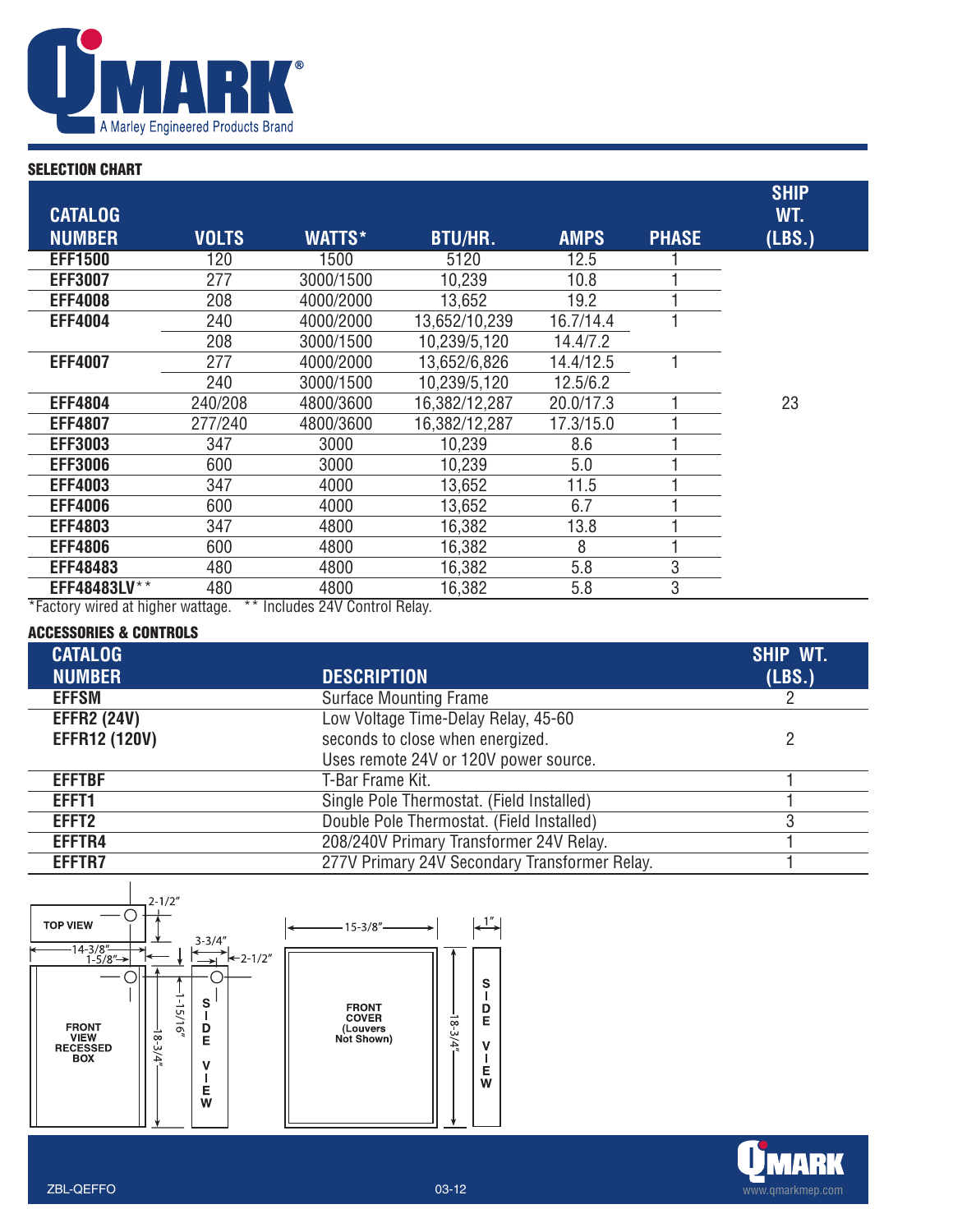## SELECTION CHART

| CATALOG NUMBER | VOLTS | WATTS* | BTU/HR. | AMPS | PHASE | SHIP WT. (LBS.) |
|---|---|---|---|---|---|---|
| **EFF1500** | 120 | 1500 | 5120 | 12.5 | 1 | |
| **EFF3007** | 277 | 3000/1500 | 10,239 | 10.8 | 1 | |
| **EFF4008** | 208 | 4000/2000 | 13,652 | 19.2 | 1 | |
| **EFF4004** | 240 | 4000/2000 | 13,652/10,239 | 16.7/14.4 | 1 | |
| | 208 | 3000/1500 | 10,239/5,120 | 14.4/7.2 | | |
| **EFF4007** | 277 | 4000/2000 | 13,652/6,826 | 14.4/12.5 | 1 | |
| | 240 | 3000/1500 | 10,239/5,120 | 12.5/6.2 | | |
| **EFF4804** | 240/208 | 4800/3600 | 16,382/12,287 | 20.0/17.3 | 1 | 23 |
| **EFF4807** | 277/240 | 4800/3600 | 16,382/12,287 | 17.3/15.0 | 1 | |
| **EFF3003** | 347 | 3000 | 10,239 | 8.6 | 1 | |
| **EFF3006** | 600 | 3000 | 10,239 | 5.0 | 1 | |
| **EFF4003** | 347 | 4000 | 13,652 | 11.5 | 1 | |
| **EFF4006** | 600 | 4000 | 13,652 | 6.7 | 1 | |
| **EFF4803** | 347 | 4800 | 16,382 | 13.8 | 1 | |
| **EFF4806** | 600 | 4800 | 16,382 | 8 | 1 | |
| **EFF48483** | 480 | 4800 | 16,382 | 5.8 | 3 | |
| **EFF48483LV**** | 480 | 4800 | 16,382 | 5.8 | 3 | |

*Factory wired at higher wattage. ** Includes 24V Control Relay.

## ACCESSORIES & CONTROLS

| CATALOG NUMBER | DESCRIPTION | SHIP WT. (LBS.) |
|---|---|---|
| **EFFSM** | Surface Mounting Frame | 2 |
| **EFFR2 (24V)** **EFFR12 (120V)** | Low Voltage Time-Delay Relay, 45-60 seconds to close when energized. Uses remote 24V or 120V power source. | 2 |
| **EFFTBF** | T-Bar Frame Kit. | 1 |
| **EFFT1** | Single Pole Thermostat. (Field Installed) | 1 |
| **EFFT2** | Double Pole Thermostat. (Field Installed) | 3 |
| **EFFTR4** | 208/240V Primary Transformer 24V Relay. | 1 |
| **EFFTR7** | 277V Primary 24V Secondary Transformer Relay. | 1 |

TOP VIEW
2-1/2"
14-3/8"
1-5/8"
3-3/4"
2-1/2"
1-15/16"
18-3/4"
FRONT VIEW RECESSED BOX
SIDE VIEW
15-3/8"
1"
FRONT COVER (Louvers Not Shown)
18-3/4"
SIDE VIEW

ZBL-QEFFO
03-12
www.qmarkmep.com